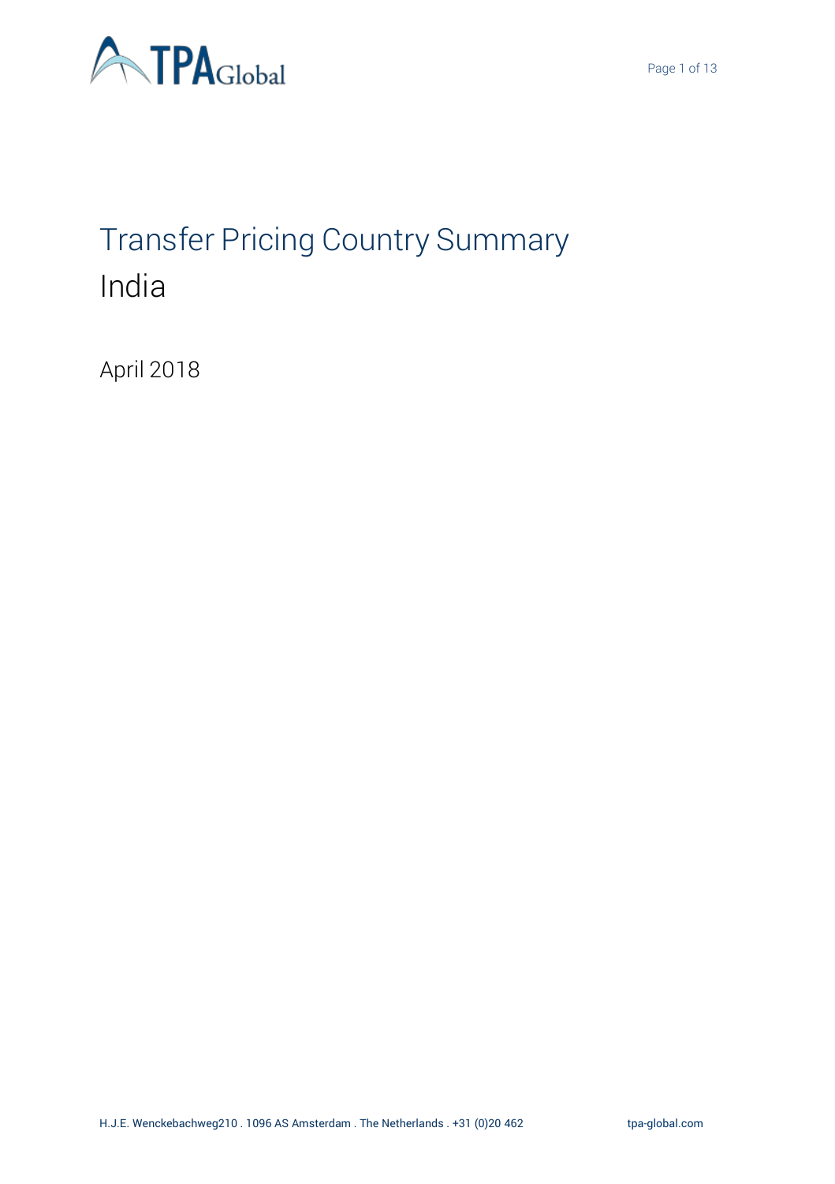# Transfer Pricing Country Summary

## India

April 2018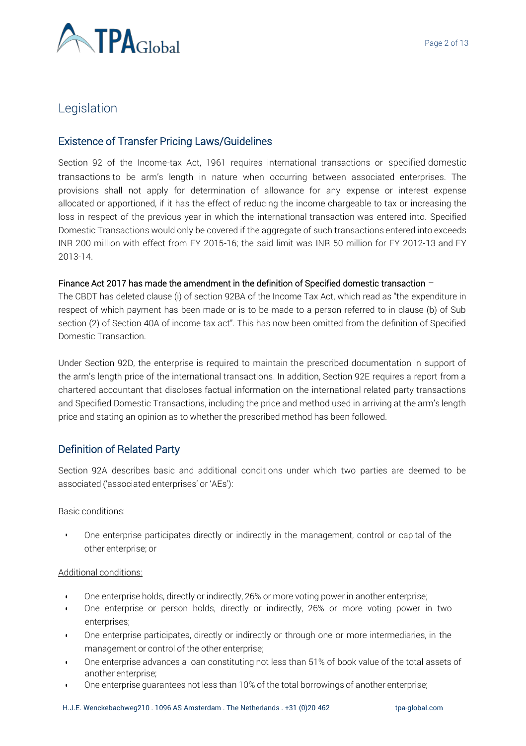# Legislation

## Existence of Transfer Pricing Laws/Guidelines

Section 92 of the Income-tax Act, 1961 requires international transactions or specified domestic transactions to be arm's length in nature when occurring between associated enterprises. The provisions shall not apply for determination of allowance for any expense or interest expense allocated or apportioned, if it has the effect of reducing the income chargeable to tax or increasing the loss in respect of the previous year in which the international transaction was entered into. Specified Domestic Transactions would only be covered if the aggregate of such transactions entered into exceeds INR 200 million with effect from FY 2015-16; the said limit was INR 50 million for FY 2012-13 and FY 2013-14.

**Finance Act 2017 has made the amendment in the definition of Specified domestic transaction** –
The CBDT has deleted clause (i) of section 92BA of the Income Tax Act, which read as "the expenditure in respect of which payment has been made or is to be made to a person referred to in clause (b) of Sub section (2) of Section 40A of income tax act". This has now been omitted from the definition of Specified Domestic Transaction.

Under Section 92D, the enterprise is required to maintain the prescribed documentation in support of the arm's length price of the international transactions. In addition, Section 92E requires a report from a chartered accountant that discloses factual information on the international related party transactions and Specified Domestic Transactions, including the price and method used in arriving at the arm's length price and stating an opinion as to whether the prescribed method has been followed.

## Definition of Related Party

Section 92A describes basic and additional conditions under which two parties are deemed to be associated ('associated enterprises' or 'AEs'):

Basic conditions:

- One enterprise participates directly or indirectly in the management, control or capital of the other enterprise; or

Additional conditions:

- One enterprise holds, directly or indirectly, 26% or more voting power in another enterprise;
- One enterprise or person holds, directly or indirectly, 26% or more voting power in two enterprises;
- One enterprise participates, directly or indirectly or through one or more intermediaries, in the management or control of the other enterprise;
- One enterprise advances a loan constituting not less than 51% of book value of the total assets of another enterprise;
- One enterprise guarantees not less than 10% of the total borrowings of another enterprise;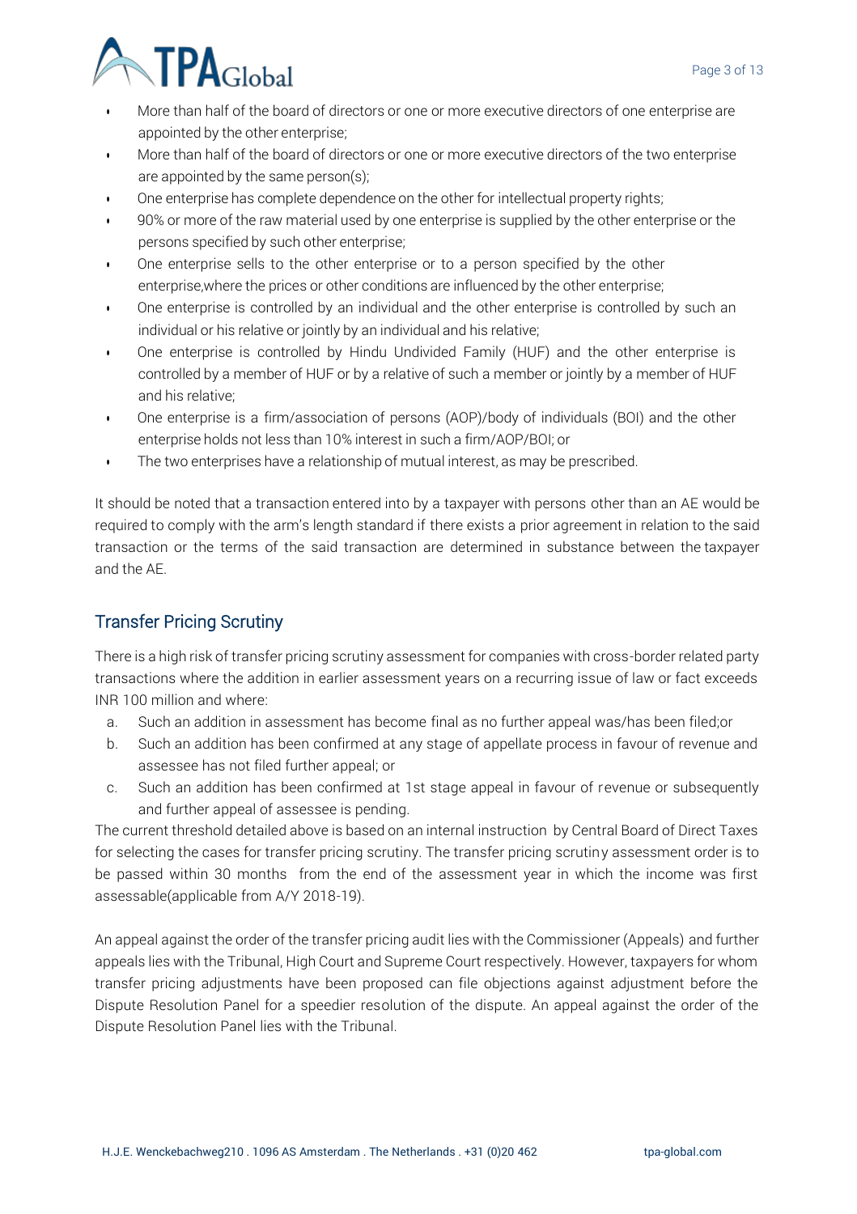- More than half of the board of directors or one or more executive directors of one enterprise are appointed by the other enterprise;
- More than half of the board of directors or one or more executive directors of the two enterprise are appointed by the same person(s);
- One enterprise has complete dependence on the other for intellectual property rights;
- 90% or more of the raw material used by one enterprise is supplied by the other enterprise or the persons specified by such other enterprise;
- One enterprise sells to the other enterprise or to a person specified by the other enterprise,where the prices or other conditions are influenced by the other enterprise;
- One enterprise is controlled by an individual and the other enterprise is controlled by such an individual or his relative or jointly by an individual and his relative;
- One enterprise is controlled by Hindu Undivided Family (HUF) and the other enterprise is controlled by a member of HUF or by a relative of such a member or jointly by a member of HUF and his relative;
- One enterprise is a firm/association of persons (AOP)/body of individuals (BOI) and the other enterprise holds not less than 10% interest in such a firm/AOP/BOI; or
- The two enterprises have a relationship of mutual interest, as may be prescribed.

It should be noted that a transaction entered into by a taxpayer with persons other than an AE would be required to comply with the arm's length standard if there exists a prior agreement in relation to the said transaction or the terms of the said transaction are determined in substance between the taxpayer and the AE.

## Transfer Pricing Scrutiny

There is a high risk of transfer pricing scrutiny assessment for companies with cross-border related party transactions where the addition in earlier assessment years on a recurring issue of law or fact exceeds INR 100 million and where:

a. Such an addition in assessment has become final as no further appeal was/has been filed;or
b. Such an addition has been confirmed at any stage of appellate process in favour of revenue and assessee has not filed further appeal; or
c. Such an addition has been confirmed at 1st stage appeal in favour of revenue or subsequently and further appeal of assessee is pending.

The current threshold detailed above is based on an internal instruction by Central Board of Direct Taxes for selecting the cases for transfer pricing scrutiny. The transfer pricing scrutiny assessment order is to be passed within 30 months from the end of the assessment year in which the income was first assessable(applicable from A/Y 2018-19).

An appeal against the order of the transfer pricing audit lies with the Commissioner (Appeals) and further appeals lies with the Tribunal, High Court and Supreme Court respectively. However, taxpayers for whom transfer pricing adjustments have been proposed can file objections against adjustment before the Dispute Resolution Panel for a speedier resolution of the dispute. An appeal against the order of the Dispute Resolution Panel lies with the Tribunal.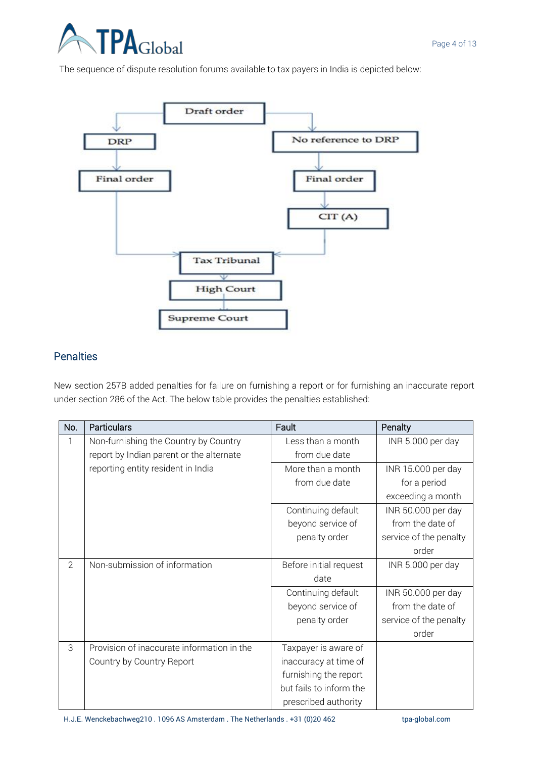The sequence of dispute resolution forums available to tax payers in India is depicted below:

Draft order

DRP

No reference to DRP

Final order

Final order

CIT (A)

Tax Tribunal

High Court

Supreme Court

## Penalties

New section 257B added penalties for failure on furnishing a report or for furnishing an inaccurate report under section 286 of the Act. The below table provides the penalties established:

| No. | Particulars | Fault | Penalty |
|---|---|---|---|
| 1 | Non-furnishing the Country by Country report by Indian parent or the alternate reporting entity resident in India | Less than a month from due date | INR 5.000 per day |
| | | More than a month from due date | INR 15.000 per day for a period exceeding a month |
| | | Continuing default beyond service of penalty order | INR 50.000 per day from the date of service of the penalty order |
| 2 | Non-submission of information | Before initial request date | INR 5.000 per day |
| | | Continuing default beyond service of penalty order | INR 50.000 per day from the date of service of the penalty order |
| 3 | Provision of inaccurate information in the Country by Country Report | Taxpayer is aware of inaccuracy at time of furnishing the report but fails to inform the prescribed authority | |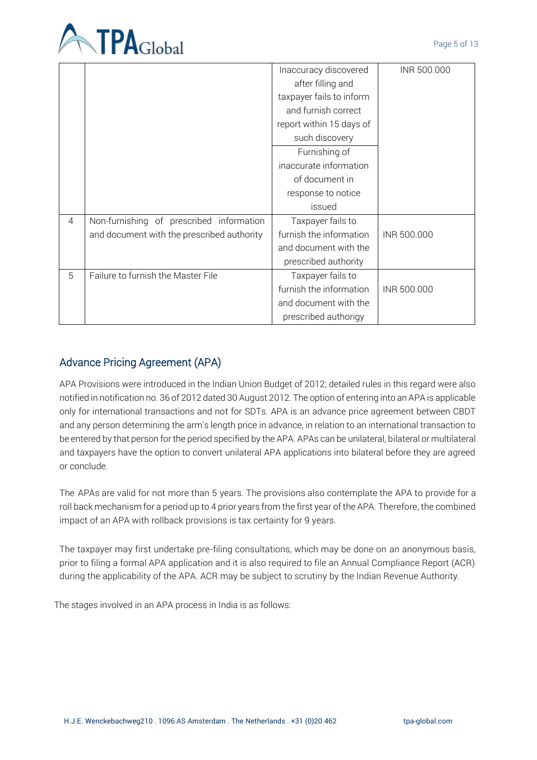| | | | |
|---|---|---|---|
| | | Inaccuracy discovered after filling and taxpayer fails to inform and furnish correct report within 15 days of such discovery | INR 500.000 |
| | | Furnishing of inaccurate information of document in response to notice issued | |
| 4 | Non-furnishing of prescribed information and document with the prescribed authority | Taxpayer fails to furnish the information and document with the prescribed authority | INR 500.000 |
| 5 | Failure to furnish the Master File | Taxpayer fails to furnish the information and document with the prescribed authorigy | INR 500.000 |

## Advance Pricing Agreement (APA)

APA Provisions were introduced in the Indian Union Budget of 2012; detailed rules in this regard were also notified in notification no. 36 of 2012 dated 30 August 2012. The option of entering into an APA is applicable only for international transactions and not for SDTs. APA is an advance price agreement between CBDT and any person determining the arm's length price in advance, in relation to an international transaction to be entered by that person for the period specified by the APA. APAs can be unilateral, bilateral or multilateral and taxpayers have the option to convert unilateral APA applications into bilateral before they are agreed or conclude.

The APAs are valid for not more than 5 years. The provisions also contemplate the APA to provide for a roll back mechanism for a period up to 4 prior years from the first year of the APA. Therefore, the combined impact of an APA with rollback provisions is tax certainty for 9 years.

The taxpayer may first undertake pre-filing consultations, which may be done on an anonymous basis, prior to filing a formal APA application and it is also required to file an Annual Compliance Report (ACR) during the applicability of the APA. ACR may be subject to scrutiny by the Indian Revenue Authority.

The stages involved in an APA process in India is as follows: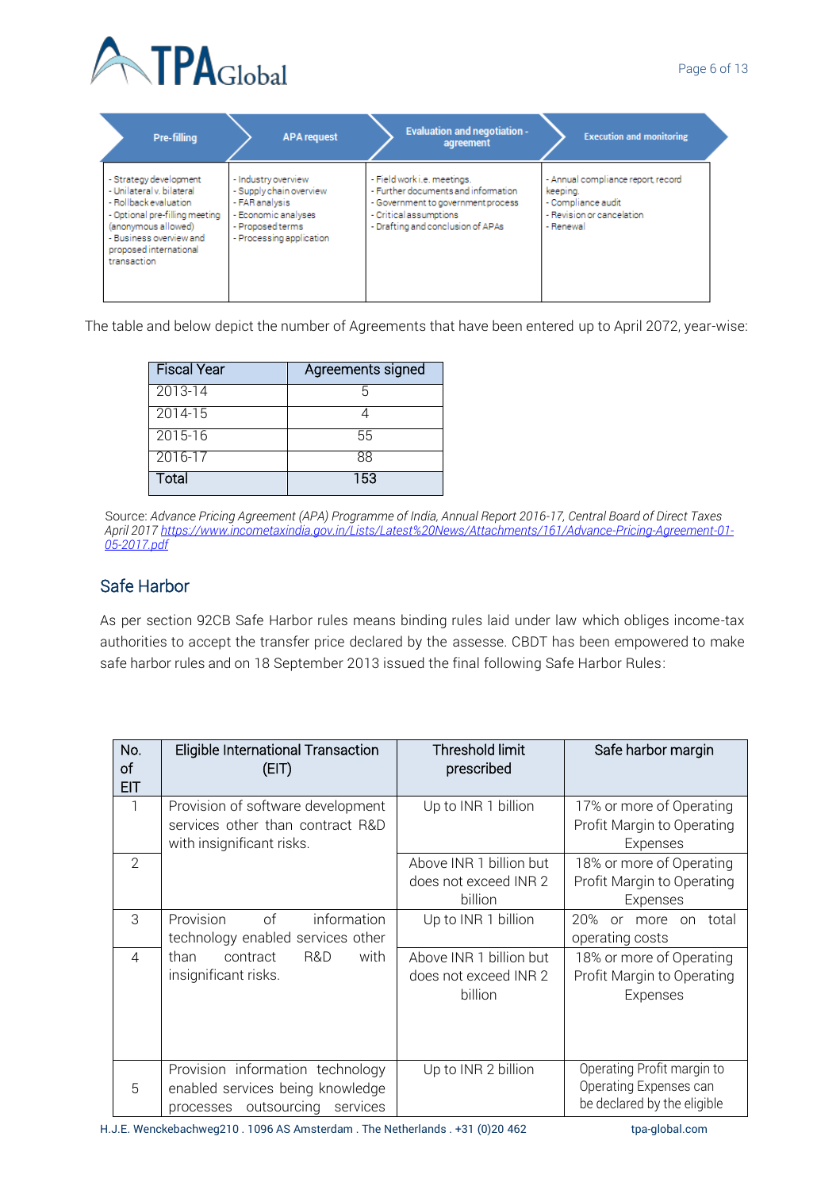| Pre-filling | APA request | Evaluation and negotiation - agreement | Execution and monitoring |
|---|---|---|---|
| - Strategy development<br>- Unilateral v. bilateral<br>- Rollback evaluation<br>- Optional pre-filling meeting (anonymous allowed)<br>- Business overview and proposed international transaction | - Industry overview<br>- Supply chain overview<br>- FAR analysis<br>- Economic analyses<br>- Proposed terms<br>- Processing application | - Field work i.e. meetings.<br>- Further documents and information<br>- Government to government process<br>- Critical assumptions<br>- Drafting and conclusion of APAs | - Annual compliance report, record keeping.<br>- Compliance audit<br>- Revision or cancelation<br>- Renewal |

The table and below depict the number of Agreements that have been entered up to April 2072, year-wise:

| Fiscal Year | Agreements signed |
|---|---|
| 2013-14 | 5 |
| 2014-15 | 4 |
| 2015-16 | 55 |
| 2016-17 | 88 |
| Total | 153 |

Source: *Advance Pricing Agreement (APA) Programme of India, Annual Report 2016-17, Central Board of Direct Taxes April 2017* https://www.incometaxindia.gov.in/Lists/Latest%20News/Attachments/161/Advance-Pricing-Agreement-01-05-2017.pdf

## Safe Harbor

As per section 92CB Safe Harbor rules means binding rules laid under law which obliges income-tax authorities to accept the transfer price declared by the assesse. CBDT has been empowered to make safe harbor rules and on 18 September 2013 issued the final following Safe Harbor Rules:

| No. of EIT | Eligible International Transaction (EIT) | Threshold limit prescribed | Safe harbor margin |
|---|---|---|---|
| 1 | Provision of software development services other than contract R&D with insignificant risks. | Up to INR 1 billion | 17% or more of Operating Profit Margin to Operating Expenses |
| 2 | | Above INR 1 billion but does not exceed INR 2 billion | 18% or more of Operating Profit Margin to Operating Expenses |
| 3 | Provision of information technology enabled services other than contract R&D with insignificant risks. | Up to INR 1 billion | 20% or more on total operating costs |
| 4 | | Above INR 1 billion but does not exceed INR 2 billion | 18% or more of Operating Profit Margin to Operating Expenses |
| 5 | Provision information technology enabled services being knowledge processes outsourcing services | Up to INR 2 billion | Operating Profit margin to Operating Expenses can be declared by the eligible |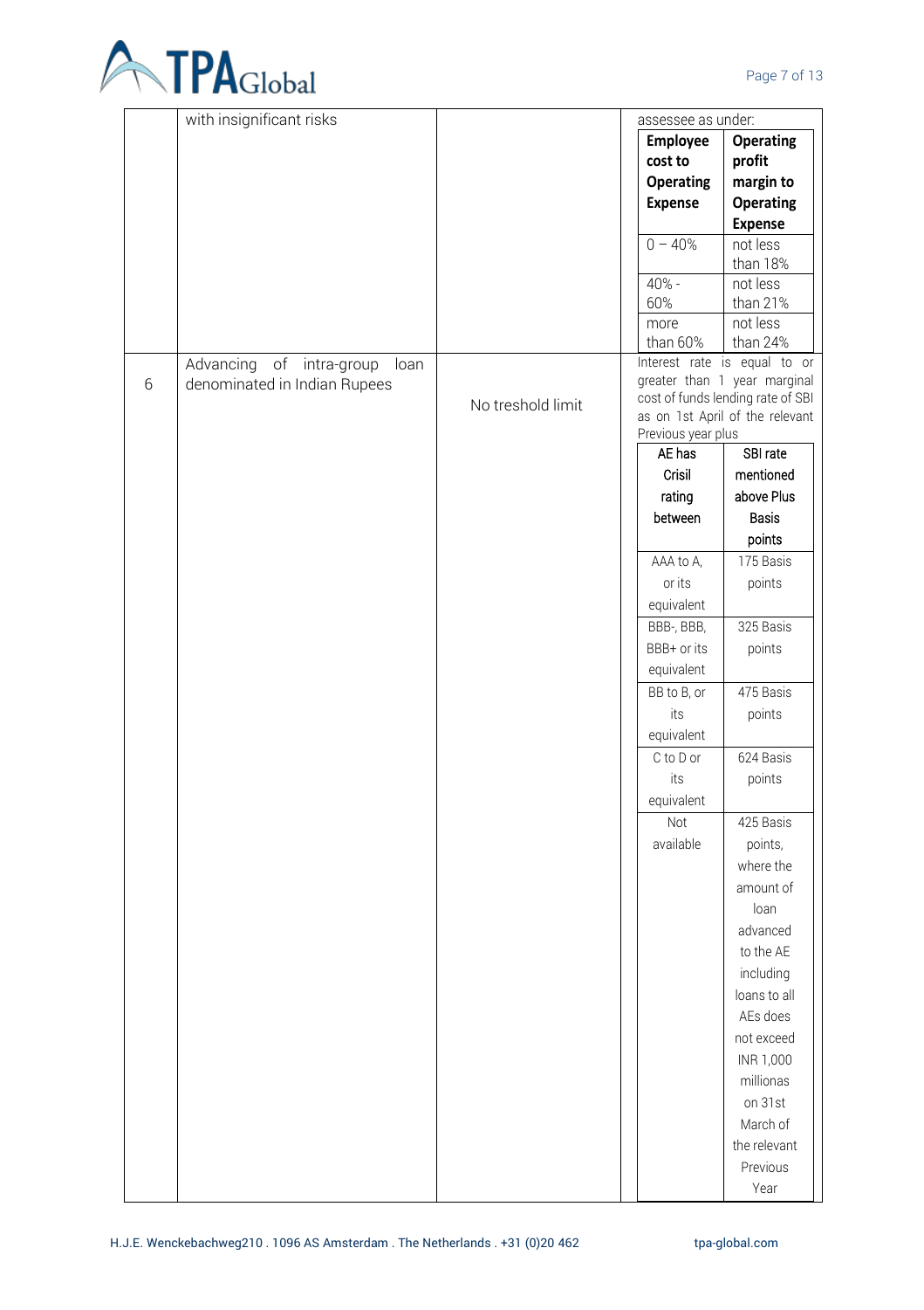| | | | |
|---|---|---|---|
| | with insignificant risks | | assessee as under:<br><br>**Employee cost to Operating Expense** / **Operating profit margin to Operating Expense**<br>0 – 40% / not less than 18%<br>40% - 60% / not less than 21%<br>more than 60% / not less than 24% |
| 6 | Advancing of intra-group loan denominated in Indian Rupees | No treshold limit | Interest rate is equal to or greater than 1 year marginal cost of funds lending rate of SBI as on 1st April of the relevant Previous year plus<br><br>**AE has Crisil rating between** / **SBI rate mentioned above Plus Basis points**<br>AAA to A, or its equivalent / 175 Basis points<br>BBB-, BBB, BBB+ or its equivalent / 325 Basis points<br>BB to B, or its equivalent / 475 Basis points<br>C to D or its equivalent / 624 Basis points<br>Not available / 425 Basis points, where the amount of loan advanced to the AE including loans to all AEs does not exceed INR 1,000 millionas on 31st March of the relevant Previous Year |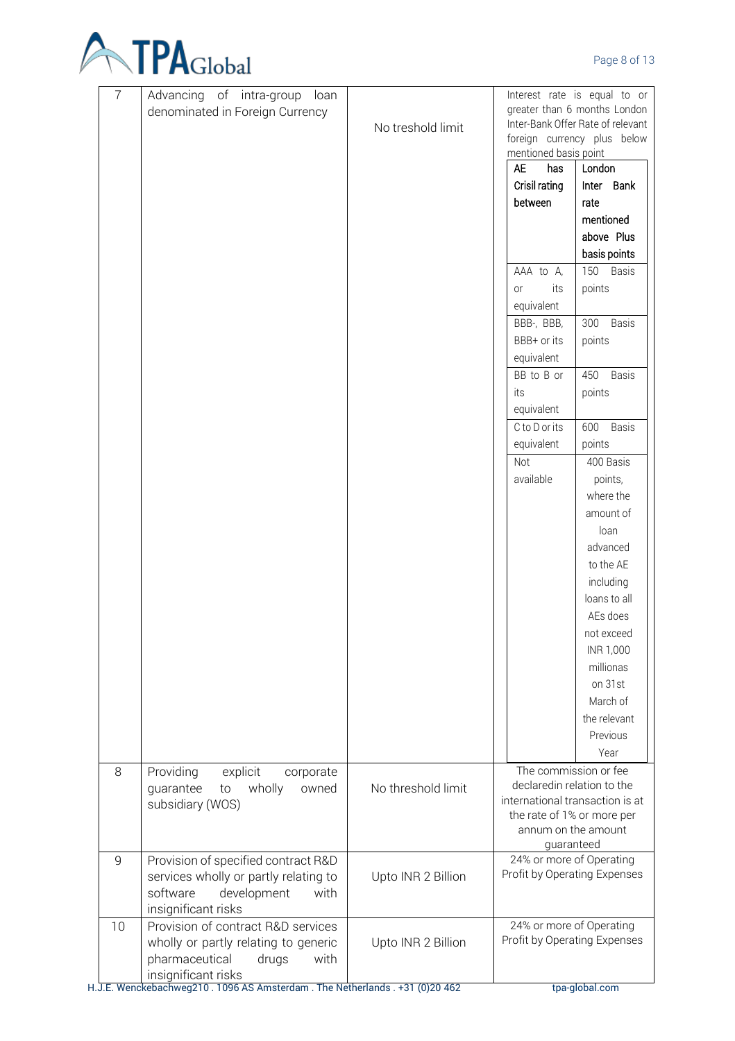| 7 | Advancing of intra-group loan denominated in Foreign Currency | No treshold limit | Interest rate is equal to or greater than 6 months London Inter-Bank Offer Rate of relevant foreign currency plus below mentioned basis point<br><br>AE has Crisil rating between — London Inter Bank rate mentioned above Plus basis points<br>AAA to A, or its equivalent — 150 Basis points<br>BBB-, BBB, BBB+ or its equivalent — 300 Basis points<br>BB to B or its equivalent — 450 Basis points<br>C to D or its equivalent — 600 Basis points<br>Not available — 400 Basis points, where the amount of loan advanced to the AE including loans to all AEs does not exceed INR 1,000 millionas on 31st March of the relevant Previous Year |
|---|---|---|---|
| 8 | Providing explicit corporate guarantee to wholly owned subsidiary (WOS) | No threshold limit | The commission or fee declaredin relation to the international transaction is at the rate of 1% or more per annum on the amount guaranteed |
| 9 | Provision of specified contract R&D services wholly or partly relating to software development with insignificant risks | Upto INR 2 Billion | 24% or more of Operating Profit by Operating Expenses |
| 10 | Provision of contract R&D services wholly or partly relating to generic pharmaceutical drugs with insignificant risks | Upto INR 2 Billion | 24% or more of Operating Profit by Operating Expenses |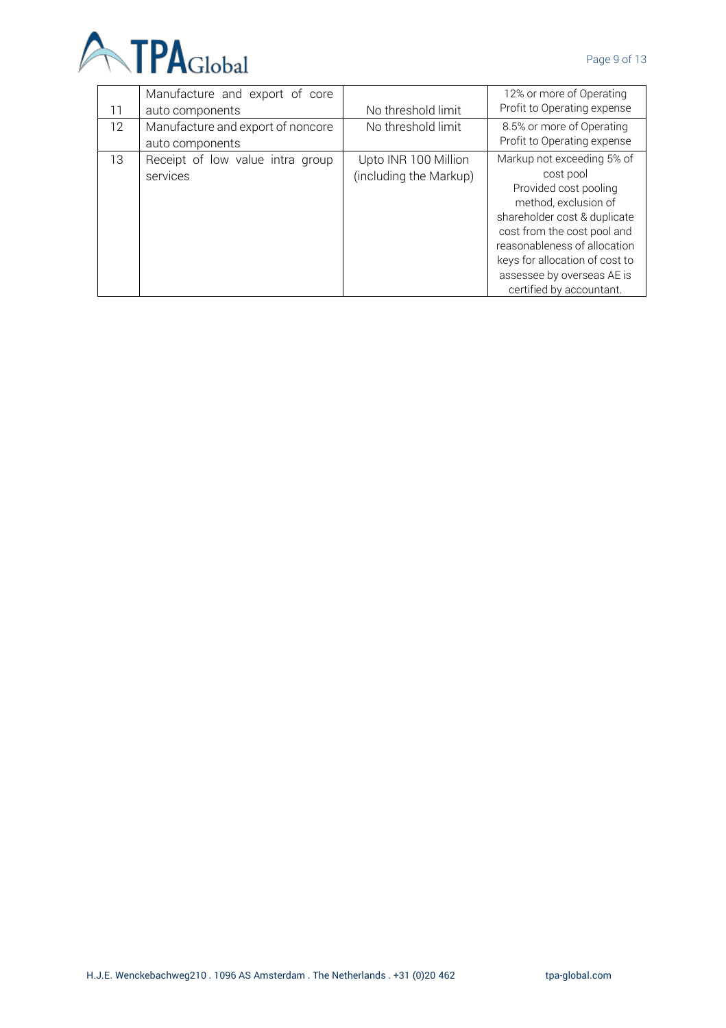| | | | |
|---|---|---|---|
| 11 | Manufacture and export of core auto components | No threshold limit | 12% or more of Operating Profit to Operating expense |
| 12 | Manufacture and export of noncore auto components | No threshold limit | 8.5% or more of Operating Profit to Operating expense |
| 13 | Receipt of low value intra group services | Upto INR 100 Million (including the Markup) | Markup not exceeding 5% of cost pool Provided cost pooling method, exclusion of shareholder cost & duplicate cost from the cost pool and reasonableness of allocation keys for allocation of cost to assessee by overseas AE is certified by accountant. |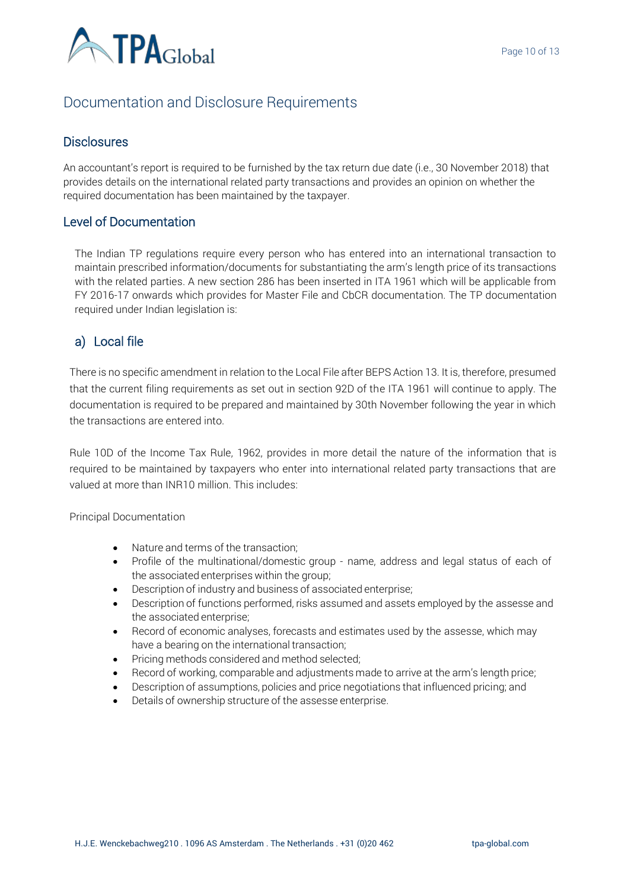## Documentation and Disclosure Requirements

### Disclosures

An accountant's report is required to be furnished by the tax return due date (i.e., 30 November 2018) that provides details on the international related party transactions and provides an opinion on whether the required documentation has been maintained by the taxpayer.

### Level of Documentation

The Indian TP regulations require every person who has entered into an international transaction to maintain prescribed information/documents for substantiating the arm's length price of its transactions with the related parties. A new section 286 has been inserted in ITA 1961 which will be applicable from FY 2016-17 onwards which provides for Master File and CbCR documentation. The TP documentation required under Indian legislation is:

### a) Local file

There is no specific amendment in relation to the Local File after BEPS Action 13. It is, therefore, presumed that the current filing requirements as set out in section 92D of the ITA 1961 will continue to apply. The documentation is required to be prepared and maintained by 30th November following the year in which the transactions are entered into.

Rule 10D of the Income Tax Rule, 1962, provides in more detail the nature of the information that is required to be maintained by taxpayers who enter into international related party transactions that are valued at more than INR10 million. This includes:

Principal Documentation

- Nature and terms of the transaction;
- Profile of the multinational/domestic group - name, address and legal status of each of the associated enterprises within the group;
- Description of industry and business of associated enterprise;
- Description of functions performed, risks assumed and assets employed by the assesse and the associated enterprise;
- Record of economic analyses, forecasts and estimates used by the assesse, which may have a bearing on the international transaction;
- Pricing methods considered and method selected;
- Record of working, comparable and adjustments made to arrive at the arm's length price;
- Description of assumptions, policies and price negotiations that influenced pricing; and
- Details of ownership structure of the assesse enterprise.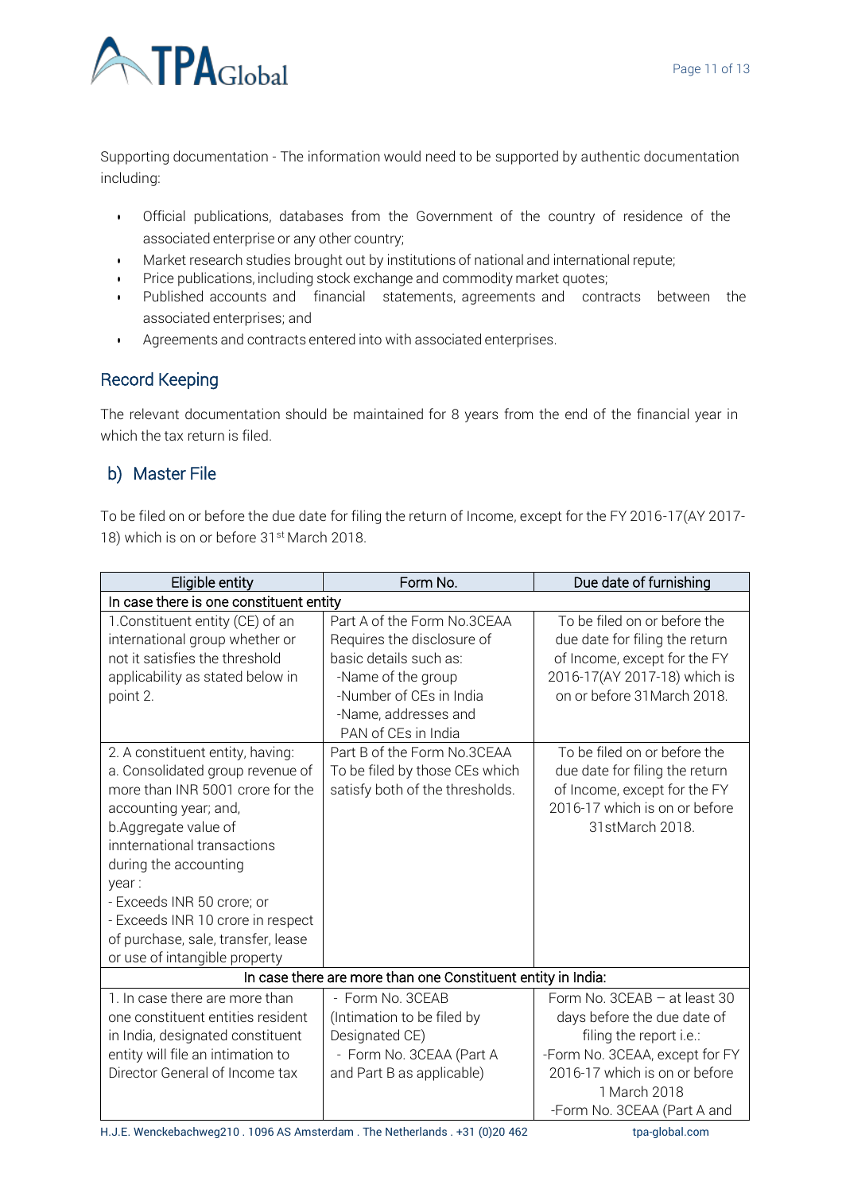Supporting documentation - The information would need to be supported by authentic documentation including:

- Official publications, databases from the Government of the country of residence of the associated enterprise or any other country;
- Market research studies brought out by institutions of national and international repute;
- Price publications, including stock exchange and commodity market quotes;
- Published accounts and financial statements, agreements and contracts between the associated enterprises; and
- Agreements and contracts entered into with associated enterprises.

## Record Keeping

The relevant documentation should be maintained for 8 years from the end of the financial year in which the tax return is filed.

## b) Master File

To be filed on or before the due date for filing the return of Income, except for the FY 2016-17(AY 2017-18) which is on or before 31st March 2018.

| Eligible entity | Form No. | Due date of furnishing |
|---|---|---|
| In case there is one constituent entity | | |
| 1.Constituent entity (CE) of an international group whether or not it satisfies the threshold applicability as stated below in point 2. | Part A of the Form No.3CEAA Requires the disclosure of basic details such as:<br>-Name of the group<br>-Number of CEs in India<br>-Name, addresses and PAN of CEs in India | To be filed on or before the due date for filing the return of Income, except for the FY 2016-17(AY 2017-18) which is on or before 31March 2018. |
| 2. A constituent entity, having:<br>a. Consolidated group revenue of more than INR 5001 crore for the accounting year; and,<br>b.Aggregate value of innternational transactions during the accounting year :<br>- Exceeds INR 50 crore; or<br>- Exceeds INR 10 crore in respect of purchase, sale, transfer, lease or use of intangible property | Part B of the Form No.3CEAA To be filed by those CEs which satisfy both of the thresholds. | To be filed on or before the due date for filing the return of Income, except for the FY 2016-17 which is on or before 31stMarch 2018. |
| In case there are more than one Constituent entity in India: | | |
| 1. In case there are more than one constituent entities resident in India, designated constituent entity will file an intimation to Director General of Income tax | - Form No. 3CEAB (Intimation to be filed by Designated CE)<br>- Form No. 3CEAA (Part A and Part B as applicable) | Form No. 3CEAB – at least 30 days before the due date of filing the report i.e.:<br>-Form No. 3CEAA, except for FY 2016-17 which is on or before 1 March 2018<br>-Form No. 3CEAA (Part A and |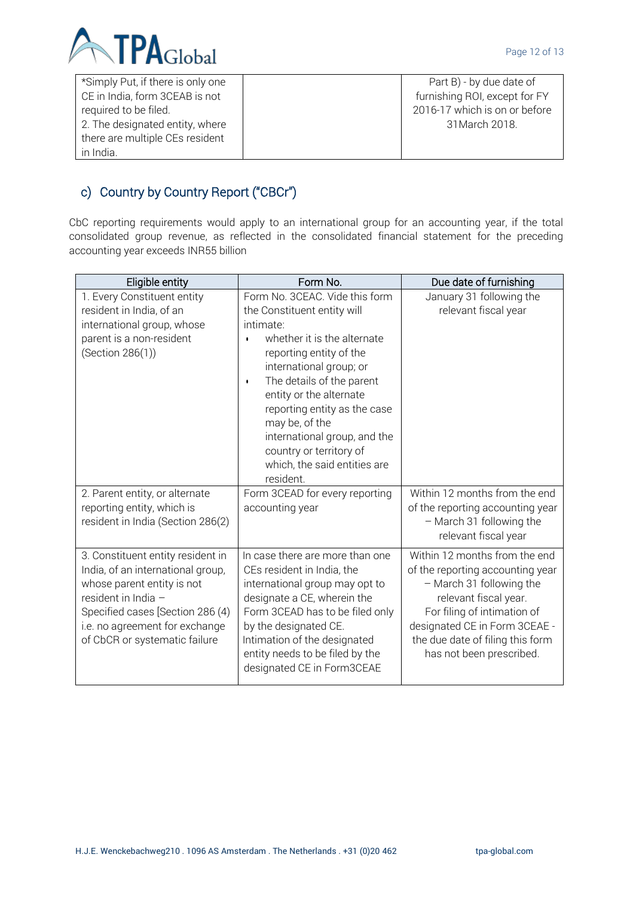| | | |
|---|---|---|
| *Simply Put, if there is only one CE in India, form 3CEAB is not required to be filed.<br>2. The designated entity, where there are multiple CEs resident in India. | | Part B) - by due date of furnishing ROI, except for FY 2016-17 which is on or before 31March 2018. |

## c) Country by Country Report ("CBCr")

CbC reporting requirements would apply to an international group for an accounting year, if the total consolidated group revenue, as reflected in the consolidated financial statement for the preceding accounting year exceeds INR55 billion

| Eligible entity | Form No. | Due date of furnishing |
|---|---|---|
| 1. Every Constituent entity resident in India, of an international group, whose parent is a non-resident (Section 286(1)) | Form No. 3CEAC. Vide this form the Constituent entity will intimate:<br>• whether it is the alternate reporting entity of the international group; or<br>• The details of the parent entity or the alternate reporting entity as the case may be, of the international group, and the country or territory of which, the said entities are resident. | January 31 following the relevant fiscal year |
| 2. Parent entity, or alternate reporting entity, which is resident in India (Section 286(2) | Form 3CEAD for every reporting accounting year | Within 12 months from the end of the reporting accounting year – March 31 following the relevant fiscal year |
| 3. Constituent entity resident in India, of an international group, whose parent entity is not resident in India – Specified cases [Section 286 (4) i.e. no agreement for exchange of CbCR or systematic failure | In case there are more than one CEs resident in India, the international group may opt to designate a CE, wherein the Form 3CEAD has to be filed only by the designated CE.<br>Intimation of the designated entity needs to be filed by the designated CE in Form3CEAE | Within 12 months from the end of the reporting accounting year – March 31 following the relevant fiscal year.<br>For filing of intimation of designated CE in Form 3CEAE - the due date of filing this form has not been prescribed. |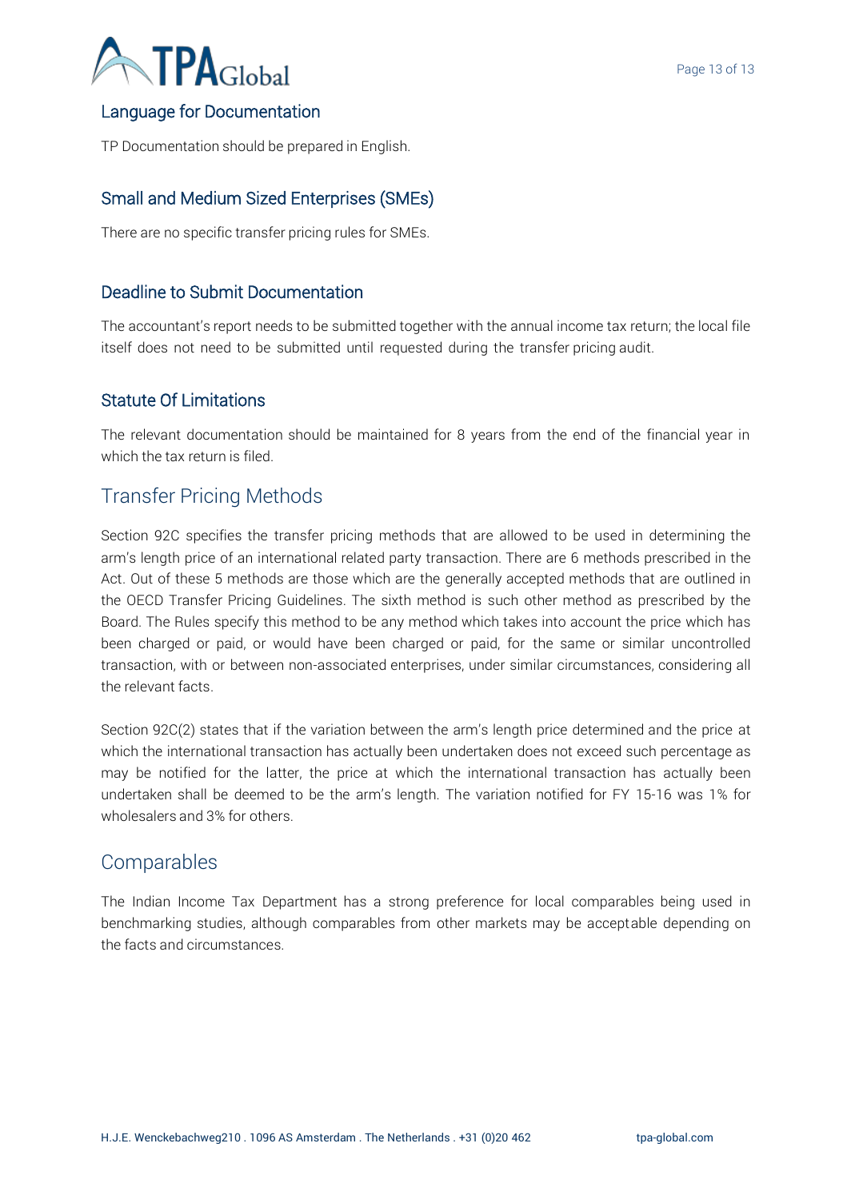### Language for Documentation

TP Documentation should be prepared in English.

### Small and Medium Sized Enterprises (SMEs)

There are no specific transfer pricing rules for SMEs.

### Deadline to Submit Documentation

The accountant's report needs to be submitted together with the annual income tax return; the local file itself does not need to be submitted until requested during the transfer pricing audit.

### Statute Of Limitations

The relevant documentation should be maintained for 8 years from the end of the financial year in which the tax return is filed.

## Transfer Pricing Methods

Section 92C specifies the transfer pricing methods that are allowed to be used in determining the arm's length price of an international related party transaction. There are 6 methods prescribed in the Act. Out of these 5 methods are those which are the generally accepted methods that are outlined in the OECD Transfer Pricing Guidelines. The sixth method is such other method as prescribed by the Board. The Rules specify this method to be any method which takes into account the price which has been charged or paid, or would have been charged or paid, for the same or similar uncontrolled transaction, with or between non-associated enterprises, under similar circumstances, considering all the relevant facts.

Section 92C(2) states that if the variation between the arm's length price determined and the price at which the international transaction has actually been undertaken does not exceed such percentage as may be notified for the latter, the price at which the international transaction has actually been undertaken shall be deemed to be the arm's length. The variation notified for FY 15-16 was 1% for wholesalers and 3% for others.

## Comparables

The Indian Income Tax Department has a strong preference for local comparables being used in benchmarking studies, although comparables from other markets may be acceptable depending on the facts and circumstances.